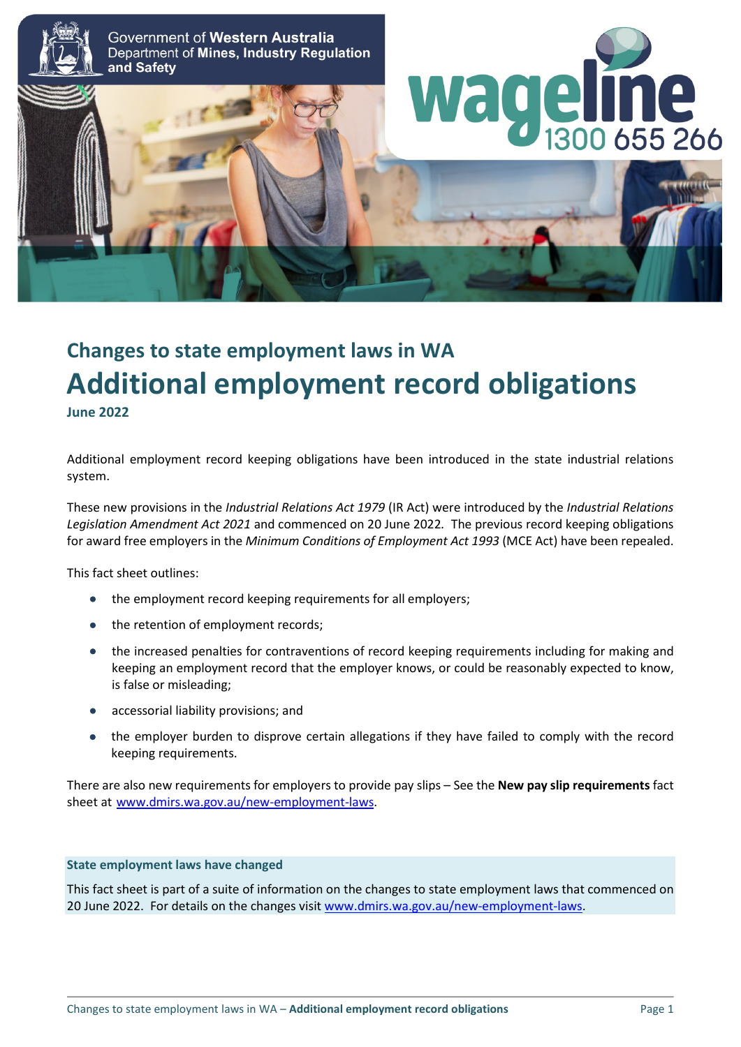Government of Western Australia
Department of Mines, Industry Regulation and Safety

wageline 1300 655 266

## Changes to state employment laws in WA

# Additional employment record obligations

**June 2022**

Additional employment record keeping obligations have been introduced in the state industrial relations system.

These new provisions in the *Industrial Relations Act 1979* (IR Act) were introduced by the *Industrial Relations Legislation Amendment Act 2021* and commenced on 20 June 2022. The previous record keeping obligations for award free employers in the *Minimum Conditions of Employment Act 1993* (MCE Act) have been repealed.

This fact sheet outlines:

- the employment record keeping requirements for all employers;
- the retention of employment records;
- the increased penalties for contraventions of record keeping requirements including for making and keeping an employment record that the employer knows, or could be reasonably expected to know, is false or misleading;
- accessorial liability provisions; and
- the employer burden to disprove certain allegations if they have failed to comply with the record keeping requirements.

There are also new requirements for employers to provide pay slips – See the **New pay slip requirements** fact sheet at www.dmirs.wa.gov.au/new-employment-laws.

**State employment laws have changed**

This fact sheet is part of a suite of information on the changes to state employment laws that commenced on 20 June 2022. For details on the changes visit www.dmirs.wa.gov.au/new-employment-laws.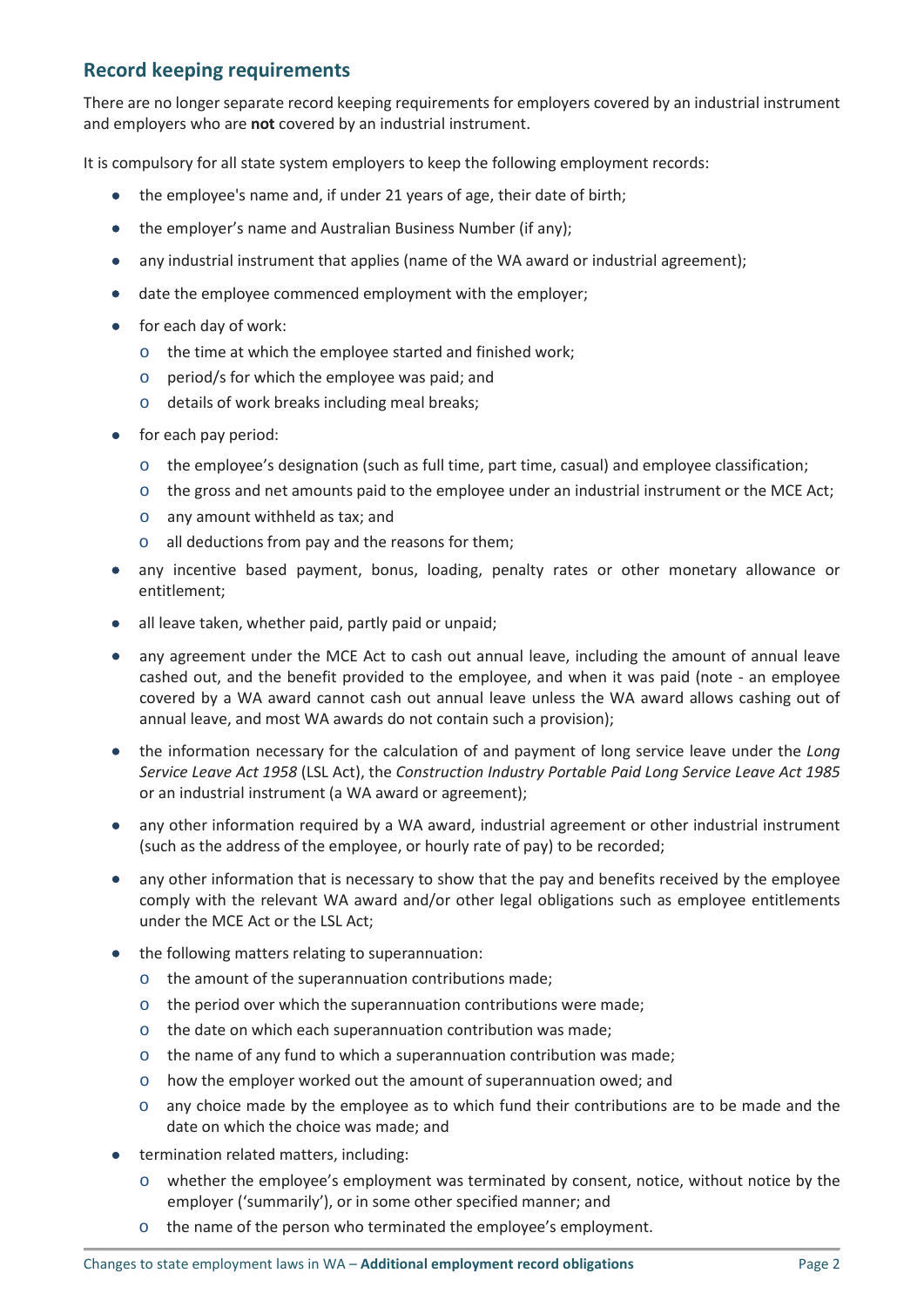## Record keeping requirements

There are no longer separate record keeping requirements for employers covered by an industrial instrument and employers who are **not** covered by an industrial instrument.

It is compulsory for all state system employers to keep the following employment records:

- the employee's name and, if under 21 years of age, their date of birth;
- the employer's name and Australian Business Number (if any);
- any industrial instrument that applies (name of the WA award or industrial agreement);
- date the employee commenced employment with the employer;
- for each day of work:
  - the time at which the employee started and finished work;
  - period/s for which the employee was paid; and
  - details of work breaks including meal breaks;
- for each pay period:
  - the employee's designation (such as full time, part time, casual) and employee classification;
  - the gross and net amounts paid to the employee under an industrial instrument or the MCE Act;
  - any amount withheld as tax; and
  - all deductions from pay and the reasons for them;
- any incentive based payment, bonus, loading, penalty rates or other monetary allowance or entitlement;
- all leave taken, whether paid, partly paid or unpaid;
- any agreement under the MCE Act to cash out annual leave, including the amount of annual leave cashed out, and the benefit provided to the employee, and when it was paid (note - an employee covered by a WA award cannot cash out annual leave unless the WA award allows cashing out of annual leave, and most WA awards do not contain such a provision);
- the information necessary for the calculation of and payment of long service leave under the *Long Service Leave Act 1958* (LSL Act), the *Construction Industry Portable Paid Long Service Leave Act 1985* or an industrial instrument (a WA award or agreement);
- any other information required by a WA award, industrial agreement or other industrial instrument (such as the address of the employee, or hourly rate of pay) to be recorded;
- any other information that is necessary to show that the pay and benefits received by the employee comply with the relevant WA award and/or other legal obligations such as employee entitlements under the MCE Act or the LSL Act;
- the following matters relating to superannuation:
  - the amount of the superannuation contributions made;
  - the period over which the superannuation contributions were made;
  - the date on which each superannuation contribution was made;
  - the name of any fund to which a superannuation contribution was made;
  - how the employer worked out the amount of superannuation owed; and
  - any choice made by the employee as to which fund their contributions are to be made and the date on which the choice was made; and
- termination related matters, including:
  - whether the employee's employment was terminated by consent, notice, without notice by the employer ('summarily'), or in some other specified manner; and
  - the name of the person who terminated the employee's employment.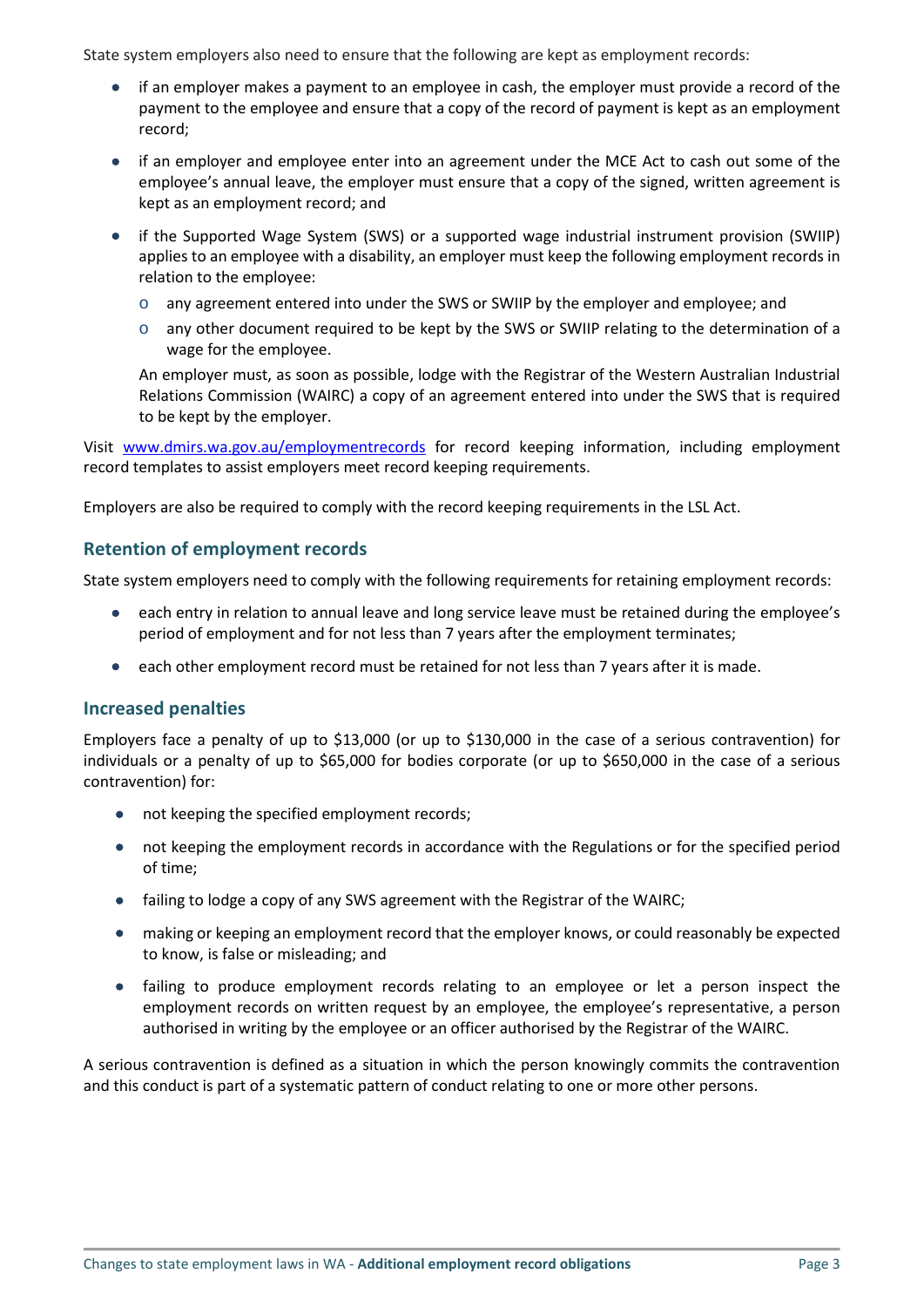State system employers also need to ensure that the following are kept as employment records:

- if an employer makes a payment to an employee in cash, the employer must provide a record of the payment to the employee and ensure that a copy of the record of payment is kept as an employment record;
- if an employer and employee enter into an agreement under the MCE Act to cash out some of the employee's annual leave, the employer must ensure that a copy of the signed, written agreement is kept as an employment record; and
- if the Supported Wage System (SWS) or a supported wage industrial instrument provision (SWIIP) applies to an employee with a disability, an employer must keep the following employment records in relation to the employee:
  - any agreement entered into under the SWS or SWIIP by the employer and employee; and
  - any other document required to be kept by the SWS or SWIIP relating to the determination of a wage for the employee.

  An employer must, as soon as possible, lodge with the Registrar of the Western Australian Industrial Relations Commission (WAIRC) a copy of an agreement entered into under the SWS that is required to be kept by the employer.

Visit [www.dmirs.wa.gov.au/employmentrecords](http://www.dmirs.wa.gov.au/employmentrecords) for record keeping information, including employment record templates to assist employers meet record keeping requirements.

Employers are also be required to comply with the record keeping requirements in the LSL Act.

## Retention of employment records

State system employers need to comply with the following requirements for retaining employment records:

- each entry in relation to annual leave and long service leave must be retained during the employee's period of employment and for not less than 7 years after the employment terminates;
- each other employment record must be retained for not less than 7 years after it is made.

## Increased penalties

Employers face a penalty of up to $13,000 (or up to $130,000 in the case of a serious contravention) for individuals or a penalty of up to $65,000 for bodies corporate (or up to $650,000 in the case of a serious contravention) for:

- not keeping the specified employment records;
- not keeping the employment records in accordance with the Regulations or for the specified period of time;
- failing to lodge a copy of any SWS agreement with the Registrar of the WAIRC;
- making or keeping an employment record that the employer knows, or could reasonably be expected to know, is false or misleading; and
- failing to produce employment records relating to an employee or let a person inspect the employment records on written request by an employee, the employee's representative, a person authorised in writing by the employee or an officer authorised by the Registrar of the WAIRC.

A serious contravention is defined as a situation in which the person knowingly commits the contravention and this conduct is part of a systematic pattern of conduct relating to one or more other persons.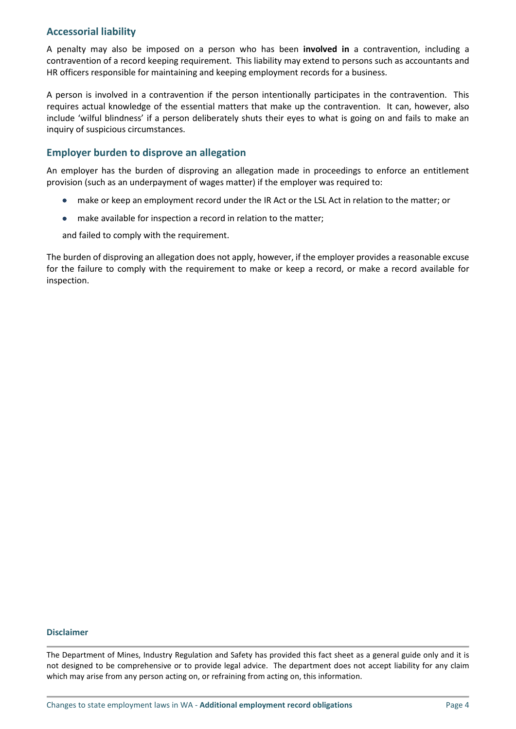## Accessorial liability

A penalty may also be imposed on a person who has been **involved in** a contravention, including a contravention of a record keeping requirement. This liability may extend to persons such as accountants and HR officers responsible for maintaining and keeping employment records for a business.

A person is involved in a contravention if the person intentionally participates in the contravention. This requires actual knowledge of the essential matters that make up the contravention. It can, however, also include 'wilful blindness' if a person deliberately shuts their eyes to what is going on and fails to make an inquiry of suspicious circumstances.

## Employer burden to disprove an allegation

An employer has the burden of disproving an allegation made in proceedings to enforce an entitlement provision (such as an underpayment of wages matter) if the employer was required to:

- make or keep an employment record under the IR Act or the LSL Act in relation to the matter; or
- make available for inspection a record in relation to the matter;

and failed to comply with the requirement.

The burden of disproving an allegation does not apply, however, if the employer provides a reasonable excuse for the failure to comply with the requirement to make or keep a record, or make a record available for inspection.

**Disclaimer**

The Department of Mines, Industry Regulation and Safety has provided this fact sheet as a general guide only and it is not designed to be comprehensive or to provide legal advice. The department does not accept liability for any claim which may arise from any person acting on, or refraining from acting on, this information.